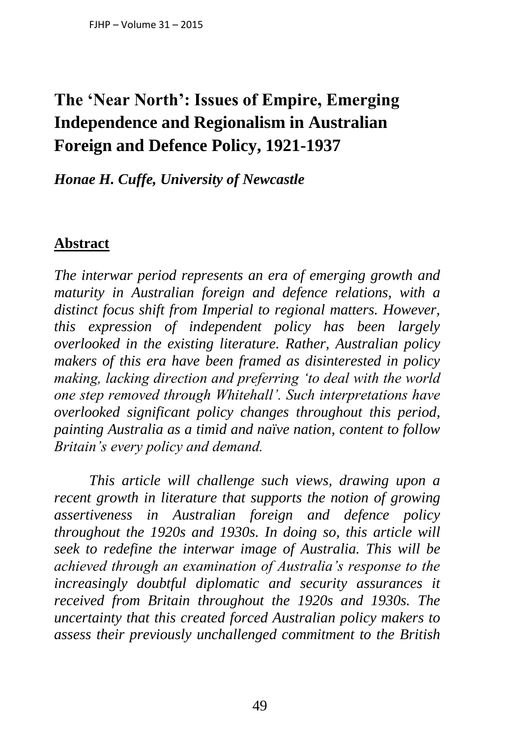# The 'Near North': Issues of Empire, Emerging Independence and Regionalism in Australian Foreign and Defence Policy, 1921-1937

***Honae H. Cuffe, University of Newcastle***

## Abstract

*The interwar period represents an era of emerging growth and maturity in Australian foreign and defence relations, with a distinct focus shift from Imperial to regional matters. However, this expression of independent policy has been largely overlooked in the existing literature. Rather, Australian policy makers of this era have been framed as disinterested in policy making, lacking direction and preferring 'to deal with the world one step removed through Whitehall'. Such interpretations have overlooked significant policy changes throughout this period, painting Australia as a timid and naïve nation, content to follow Britain's every policy and demand.*

*This article will challenge such views, drawing upon a recent growth in literature that supports the notion of growing assertiveness in Australian foreign and defence policy throughout the 1920s and 1930s. In doing so, this article will seek to redefine the interwar image of Australia. This will be achieved through an examination of Australia's response to the increasingly doubtful diplomatic and security assurances it received from Britain throughout the 1920s and 1930s. The uncertainty that this created forced Australian policy makers to assess their previously unchallenged commitment to the British*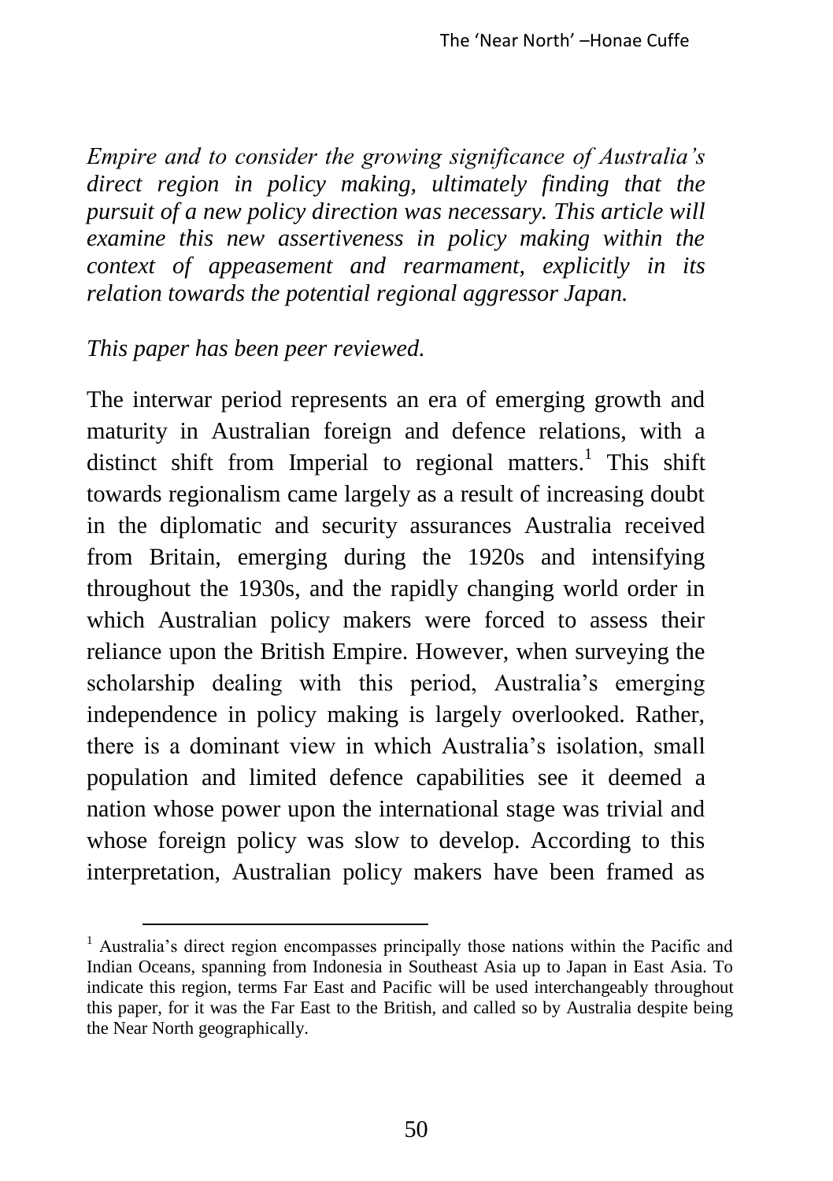*Empire and to consider the growing significance of Australia's direct region in policy making, ultimately finding that the pursuit of a new policy direction was necessary. This article will examine this new assertiveness in policy making within the context of appeasement and rearmament, explicitly in its relation towards the potential regional aggressor Japan.*

*This paper has been peer reviewed.*

The interwar period represents an era of emerging growth and maturity in Australian foreign and defence relations, with a distinct shift from Imperial to regional matters.[1] This shift towards regionalism came largely as a result of increasing doubt in the diplomatic and security assurances Australia received from Britain, emerging during the 1920s and intensifying throughout the 1930s, and the rapidly changing world order in which Australian policy makers were forced to assess their reliance upon the British Empire. However, when surveying the scholarship dealing with this period, Australia's emerging independence in policy making is largely overlooked. Rather, there is a dominant view in which Australia's isolation, small population and limited defence capabilities see it deemed a nation whose power upon the international stage was trivial and whose foreign policy was slow to develop. According to this interpretation, Australian policy makers have been framed as

[1] Australia's direct region encompasses principally those nations within the Pacific and Indian Oceans, spanning from Indonesia in Southeast Asia up to Japan in East Asia. To indicate this region, terms Far East and Pacific will be used interchangeably throughout this paper, for it was the Far East to the British, and called so by Australia despite being the Near North geographically.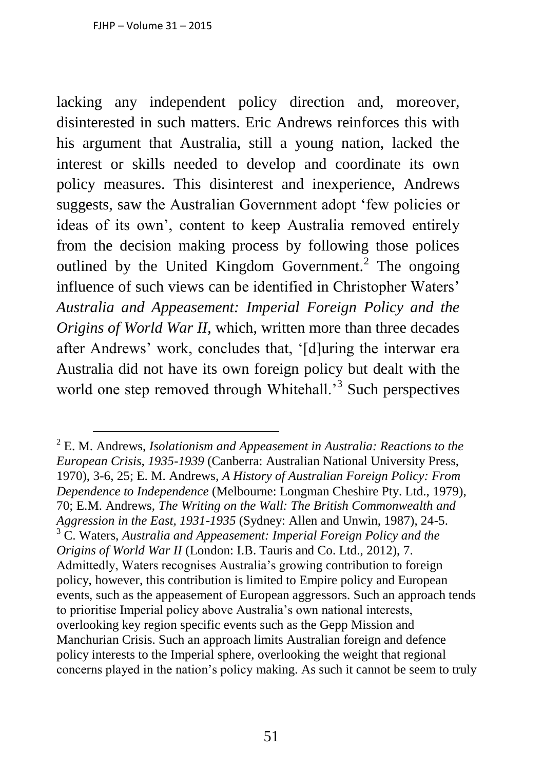lacking any independent policy direction and, moreover, disinterested in such matters. Eric Andrews reinforces this with his argument that Australia, still a young nation, lacked the interest or skills needed to develop and coordinate its own policy measures. This disinterest and inexperience, Andrews suggests, saw the Australian Government adopt 'few policies or ideas of its own', content to keep Australia removed entirely from the decision making process by following those polices outlined by the United Kingdom Government.[2] The ongoing influence of such views can be identified in Christopher Waters' *Australia and Appeasement: Imperial Foreign Policy and the Origins of World War II*, which, written more than three decades after Andrews' work, concludes that, '[d]uring the interwar era Australia did not have its own foreign policy but dealt with the world one step removed through Whitehall.'[3] Such perspectives

---

[2] E. M. Andrews, *Isolationism and Appeasement in Australia: Reactions to the European Crisis, 1935-1939* (Canberra: Australian National University Press, 1970), 3-6, 25; E. M. Andrews, *A History of Australian Foreign Policy: From Dependence to Independence* (Melbourne: Longman Cheshire Pty. Ltd., 1979), 70; E.M. Andrews, *The Writing on the Wall: The British Commonwealth and Aggression in the East, 1931-1935* (Sydney: Allen and Unwin, 1987), 24-5.

[3] C. Waters, *Australia and Appeasement: Imperial Foreign Policy and the Origins of World War II* (London: I.B. Tauris and Co. Ltd., 2012), 7. Admittedly, Waters recognises Australia's growing contribution to foreign policy, however, this contribution is limited to Empire policy and European events, such as the appeasement of European aggressors. Such an approach tends to prioritise Imperial policy above Australia's own national interests, overlooking key region specific events such as the Gepp Mission and Manchurian Crisis. Such an approach limits Australian foreign and defence policy interests to the Imperial sphere, overlooking the weight that regional concerns played in the nation's policy making. As such it cannot be seem to truly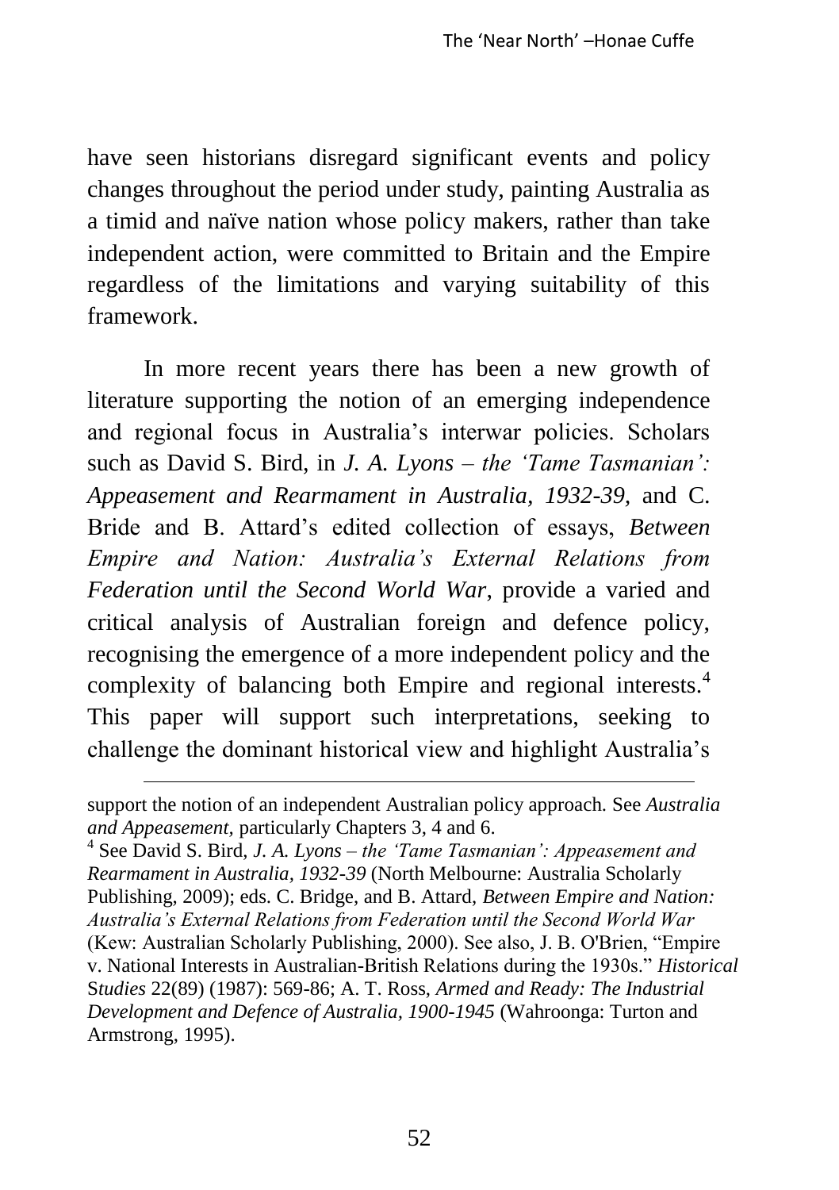have seen historians disregard significant events and policy changes throughout the period under study, painting Australia as a timid and naïve nation whose policy makers, rather than take independent action, were committed to Britain and the Empire regardless of the limitations and varying suitability of this framework.

In more recent years there has been a new growth of literature supporting the notion of an emerging independence and regional focus in Australia's interwar policies. Scholars such as David S. Bird, in *J. A. Lyons – the 'Tame Tasmanian': Appeasement and Rearmament in Australia, 1932-39,* and C. Bride and B. Attard's edited collection of essays, *Between Empire and Nation: Australia's External Relations from Federation until the Second World War*, provide a varied and critical analysis of Australian foreign and defence policy, recognising the emergence of a more independent policy and the complexity of balancing both Empire and regional interests.[4] This paper will support such interpretations, seeking to challenge the dominant historical view and highlight Australia's

---

support the notion of an independent Australian policy approach. See *Australia and Appeasement,* particularly Chapters 3, 4 and 6.

[4] See David S. Bird, *J. A. Lyons – the 'Tame Tasmanian': Appeasement and Rearmament in Australia, 1932-39* (North Melbourne: Australia Scholarly Publishing, 2009); eds. C. Bridge, and B. Attard, *Between Empire and Nation: Australia's External Relations from Federation until the Second World War* (Kew: Australian Scholarly Publishing, 2000). See also, J. B. O'Brien, "Empire v. National Interests in Australian-British Relations during the 1930s." *Historical Studies* 22(89) (1987): 569-86; A. T. Ross, *Armed and Ready: The Industrial Development and Defence of Australia, 1900-1945* (Wahroonga: Turton and Armstrong, 1995).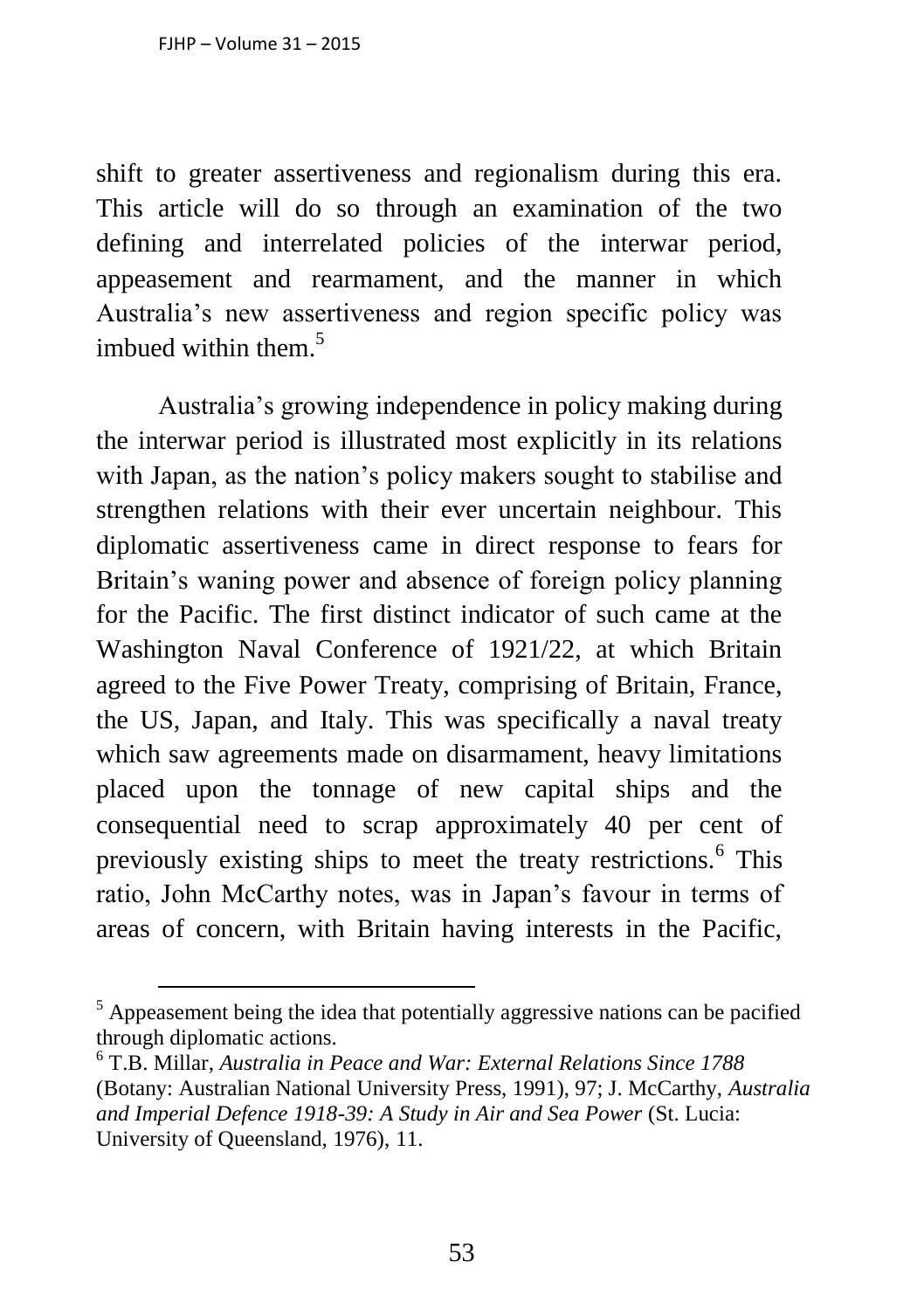shift to greater assertiveness and regionalism during this era. This article will do so through an examination of the two defining and interrelated policies of the interwar period, appeasement and rearmament, and the manner in which Australia's new assertiveness and region specific policy was imbued within them.[5]

Australia's growing independence in policy making during the interwar period is illustrated most explicitly in its relations with Japan, as the nation's policy makers sought to stabilise and strengthen relations with their ever uncertain neighbour. This diplomatic assertiveness came in direct response to fears for Britain's waning power and absence of foreign policy planning for the Pacific. The first distinct indicator of such came at the Washington Naval Conference of 1921/22, at which Britain agreed to the Five Power Treaty, comprising of Britain, France, the US, Japan, and Italy. This was specifically a naval treaty which saw agreements made on disarmament, heavy limitations placed upon the tonnage of new capital ships and the consequential need to scrap approximately 40 per cent of previously existing ships to meet the treaty restrictions.[6] This ratio, John McCarthy notes, was in Japan's favour in terms of areas of concern, with Britain having interests in the Pacific,

---

[5] Appeasement being the idea that potentially aggressive nations can be pacified through diplomatic actions.

[6] T.B. Millar, *Australia in Peace and War: External Relations Since 1788* (Botany: Australian National University Press, 1991), 97; J. McCarthy, *Australia and Imperial Defence 1918-39: A Study in Air and Sea Power* (St. Lucia: University of Queensland, 1976), 11.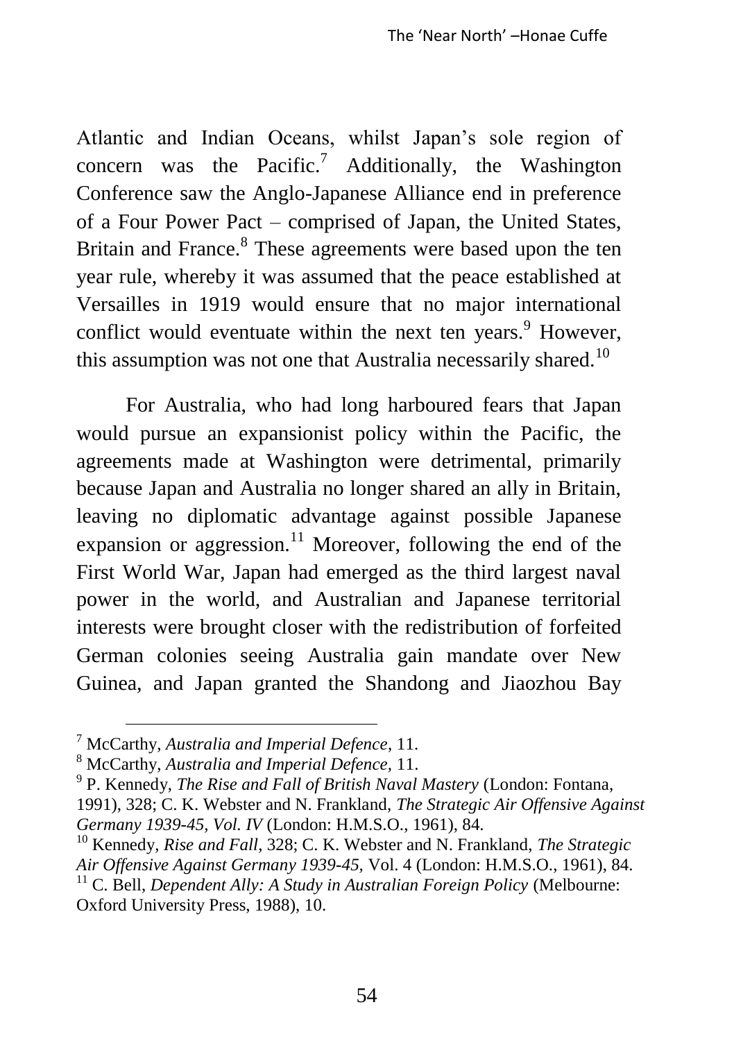Atlantic and Indian Oceans, whilst Japan's sole region of concern was the Pacific.[7] Additionally, the Washington Conference saw the Anglo-Japanese Alliance end in preference of a Four Power Pact – comprised of Japan, the United States, Britain and France.[8] These agreements were based upon the ten year rule, whereby it was assumed that the peace established at Versailles in 1919 would ensure that no major international conflict would eventuate within the next ten years.[9] However, this assumption was not one that Australia necessarily shared.[10]

For Australia, who had long harboured fears that Japan would pursue an expansionist policy within the Pacific, the agreements made at Washington were detrimental, primarily because Japan and Australia no longer shared an ally in Britain, leaving no diplomatic advantage against possible Japanese expansion or aggression.[11] Moreover, following the end of the First World War, Japan had emerged as the third largest naval power in the world, and Australian and Japanese territorial interests were brought closer with the redistribution of forfeited German colonies seeing Australia gain mandate over New Guinea, and Japan granted the Shandong and Jiaozhou Bay

---

[7] McCarthy, *Australia and Imperial Defence*, 11.

[8] McCarthy, *Australia and Imperial Defence*, 11.

[9] P. Kennedy, *The Rise and Fall of British Naval Mastery* (London: Fontana, 1991), 328; C. K. Webster and N. Frankland, *The Strategic Air Offensive Against Germany 1939-45, Vol. IV* (London: H.M.S.O., 1961), 84.

[10] Kennedy, *Rise and Fall*, 328; C. K. Webster and N. Frankland, *The Strategic Air Offensive Against Germany 1939-45,* Vol. 4 (London: H.M.S.O., 1961), 84.

[11] C. Bell, *Dependent Ally: A Study in Australian Foreign Policy* (Melbourne: Oxford University Press, 1988), 10.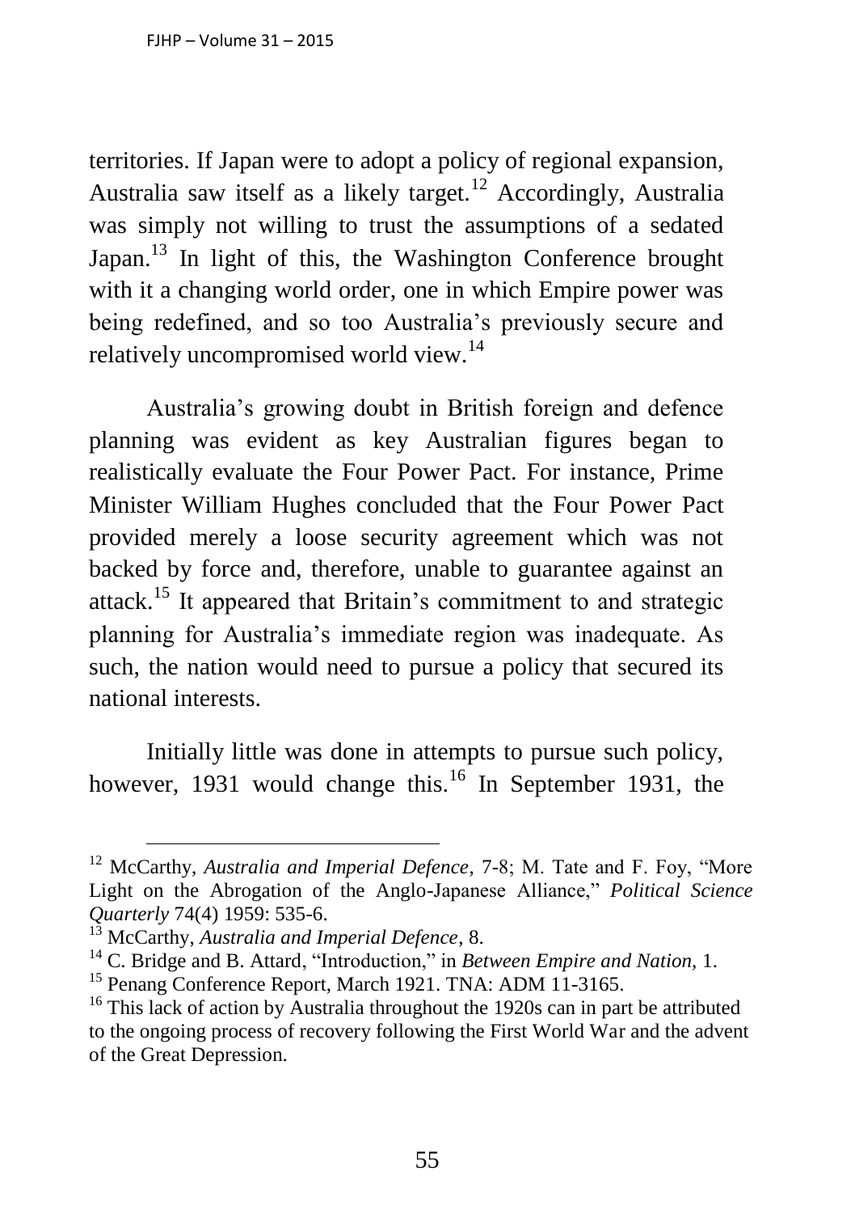territories. If Japan were to adopt a policy of regional expansion, Australia saw itself as a likely target.[12] Accordingly, Australia was simply not willing to trust the assumptions of a sedated Japan.[13] In light of this, the Washington Conference brought with it a changing world order, one in which Empire power was being redefined, and so too Australia's previously secure and relatively uncompromised world view.[14]

Australia's growing doubt in British foreign and defence planning was evident as key Australian figures began to realistically evaluate the Four Power Pact. For instance, Prime Minister William Hughes concluded that the Four Power Pact provided merely a loose security agreement which was not backed by force and, therefore, unable to guarantee against an attack.[15] It appeared that Britain's commitment to and strategic planning for Australia's immediate region was inadequate. As such, the nation would need to pursue a policy that secured its national interests.

Initially little was done in attempts to pursue such policy, however, 1931 would change this.[16] In September 1931, the

---

[12] McCarthy, *Australia and Imperial Defence*, 7-8; M. Tate and F. Foy, "More Light on the Abrogation of the Anglo-Japanese Alliance," *Political Science Quarterly* 74(4) 1959: 535-6.

[13] McCarthy, *Australia and Imperial Defence*, 8.

[14] C. Bridge and B. Attard, "Introduction," in *Between Empire and Nation*, 1.

[15] Penang Conference Report, March 1921. TNA: ADM 11-3165.

[16] This lack of action by Australia throughout the 1920s can in part be attributed to the ongoing process of recovery following the First World War and the advent of the Great Depression.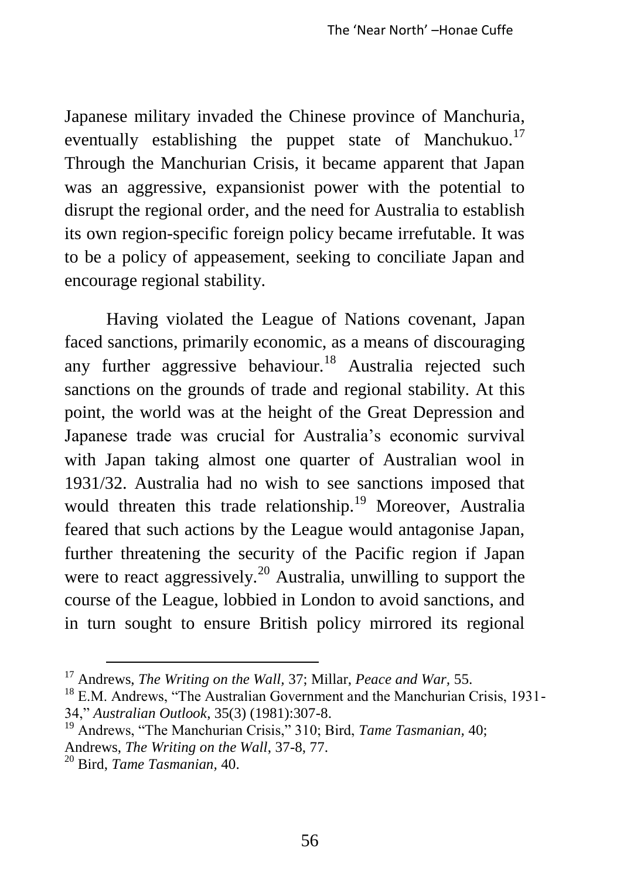Japanese military invaded the Chinese province of Manchuria, eventually establishing the puppet state of Manchukuo.[17] Through the Manchurian Crisis, it became apparent that Japan was an aggressive, expansionist power with the potential to disrupt the regional order, and the need for Australia to establish its own region-specific foreign policy became irrefutable. It was to be a policy of appeasement, seeking to conciliate Japan and encourage regional stability.

Having violated the League of Nations covenant, Japan faced sanctions, primarily economic, as a means of discouraging any further aggressive behaviour.[18] Australia rejected such sanctions on the grounds of trade and regional stability. At this point, the world was at the height of the Great Depression and Japanese trade was crucial for Australia's economic survival with Japan taking almost one quarter of Australian wool in 1931/32. Australia had no wish to see sanctions imposed that would threaten this trade relationship.[19] Moreover, Australia feared that such actions by the League would antagonise Japan, further threatening the security of the Pacific region if Japan were to react aggressively.[20] Australia, unwilling to support the course of the League, lobbied in London to avoid sanctions, and in turn sought to ensure British policy mirrored its regional

---

[17] Andrews, *The Writing on the Wall,* 37; Millar, *Peace and War,* 55.

[18] E.M. Andrews, "The Australian Government and the Manchurian Crisis, 1931-34," *Australian Outlook*, 35(3) (1981):307-8.

[19] Andrews, "The Manchurian Crisis," 310; Bird, *Tame Tasmanian,* 40; Andrews, *The Writing on the Wall*, 37-8, 77.

[20] Bird, *Tame Tasmanian,* 40.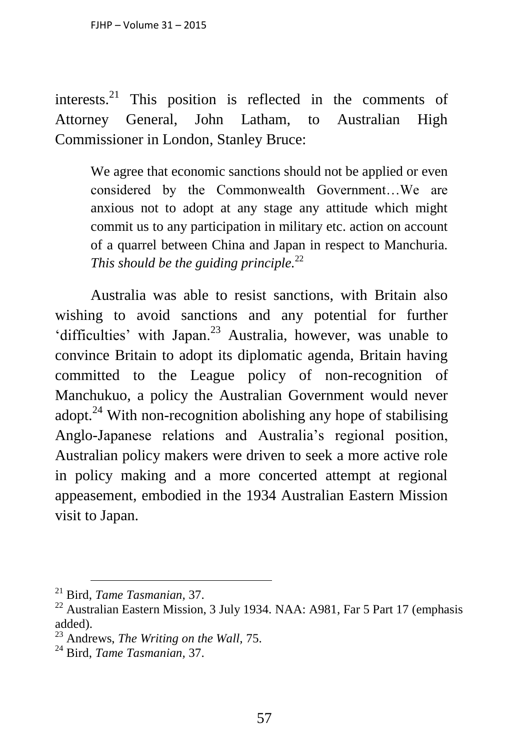interests.[21] This position is reflected in the comments of Attorney General, John Latham, to Australian High Commissioner in London, Stanley Bruce:

> We agree that economic sanctions should not be applied or even considered by the Commonwealth Government…We are anxious not to adopt at any stage any attitude which might commit us to any participation in military etc. action on account of a quarrel between China and Japan in respect to Manchuria. *This should be the guiding principle.*[22]

Australia was able to resist sanctions, with Britain also wishing to avoid sanctions and any potential for further 'difficulties' with Japan.[23] Australia, however, was unable to convince Britain to adopt its diplomatic agenda, Britain having committed to the League policy of non-recognition of Manchukuo, a policy the Australian Government would never adopt.[24] With non-recognition abolishing any hope of stabilising Anglo-Japanese relations and Australia's regional position, Australian policy makers were driven to seek a more active role in policy making and a more concerted attempt at regional appeasement, embodied in the 1934 Australian Eastern Mission visit to Japan.

---

[21] Bird, *Tame Tasmanian*, 37.

[22] Australian Eastern Mission, 3 July 1934. NAA: A981, Far 5 Part 17 (emphasis added).

[23] Andrews, *The Writing on the Wall*, 75.

[24] Bird, *Tame Tasmanian*, 37.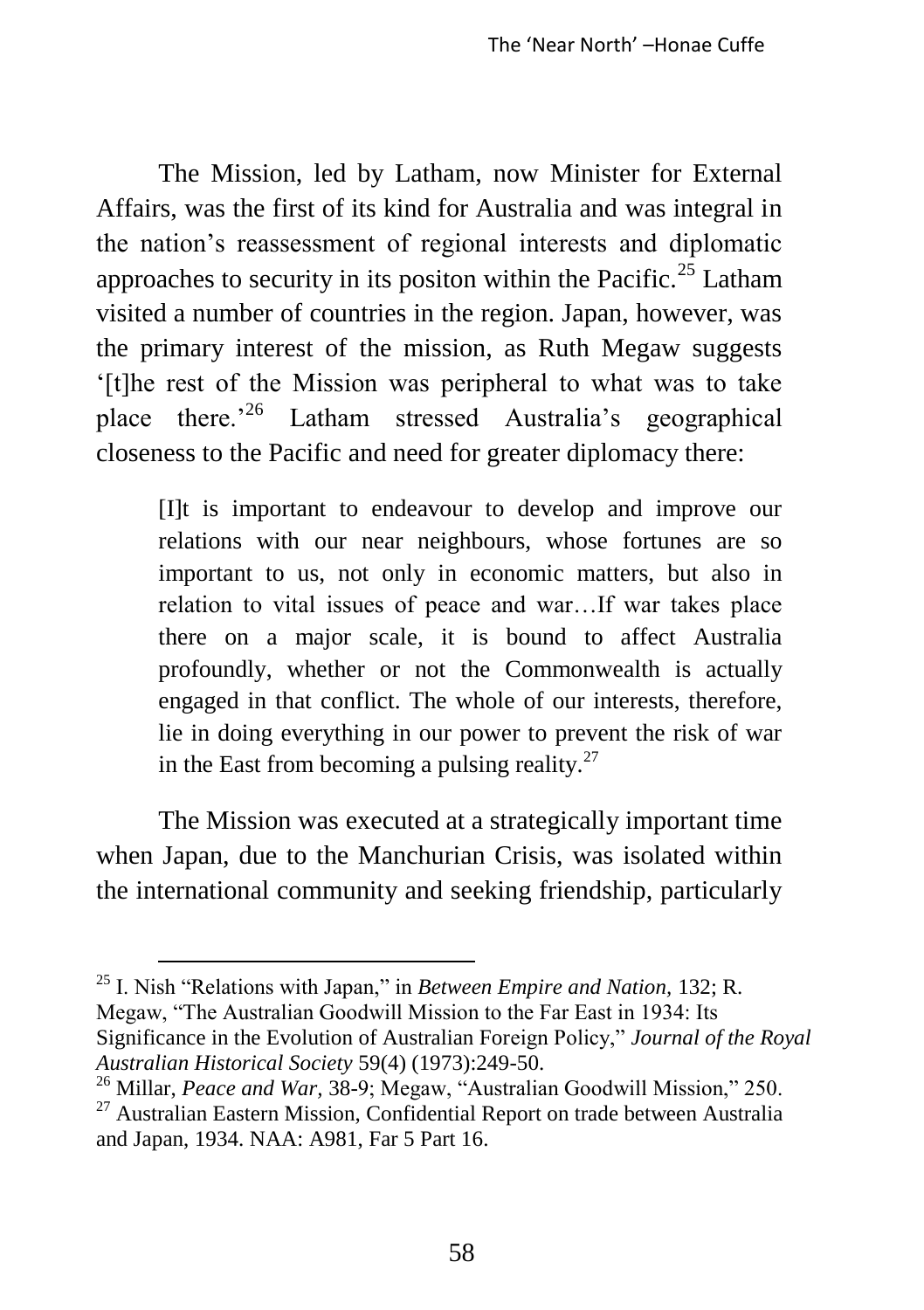The Mission, led by Latham, now Minister for External Affairs, was the first of its kind for Australia and was integral in the nation's reassessment of regional interests and diplomatic approaches to security in its positon within the Pacific.[25] Latham visited a number of countries in the region. Japan, however, was the primary interest of the mission, as Ruth Megaw suggests '[t]he rest of the Mission was peripheral to what was to take place there.'[26] Latham stressed Australia's geographical closeness to the Pacific and need for greater diplomacy there:

> [I]t is important to endeavour to develop and improve our relations with our near neighbours, whose fortunes are so important to us, not only in economic matters, but also in relation to vital issues of peace and war…If war takes place there on a major scale, it is bound to affect Australia profoundly, whether or not the Commonwealth is actually engaged in that conflict. The whole of our interests, therefore, lie in doing everything in our power to prevent the risk of war in the East from becoming a pulsing reality.[27]

The Mission was executed at a strategically important time when Japan, due to the Manchurian Crisis, was isolated within the international community and seeking friendship, particularly

---

[25] I. Nish "Relations with Japan," in *Between Empire and Nation,* 132; R. Megaw, "The Australian Goodwill Mission to the Far East in 1934: Its Significance in the Evolution of Australian Foreign Policy," *Journal of the Royal Australian Historical Society* 59(4) (1973):249-50.

[26] Millar, *Peace and War,* 38-9; Megaw, "Australian Goodwill Mission," 250.

[27] Australian Eastern Mission, Confidential Report on trade between Australia and Japan, 1934. NAA: A981, Far 5 Part 16.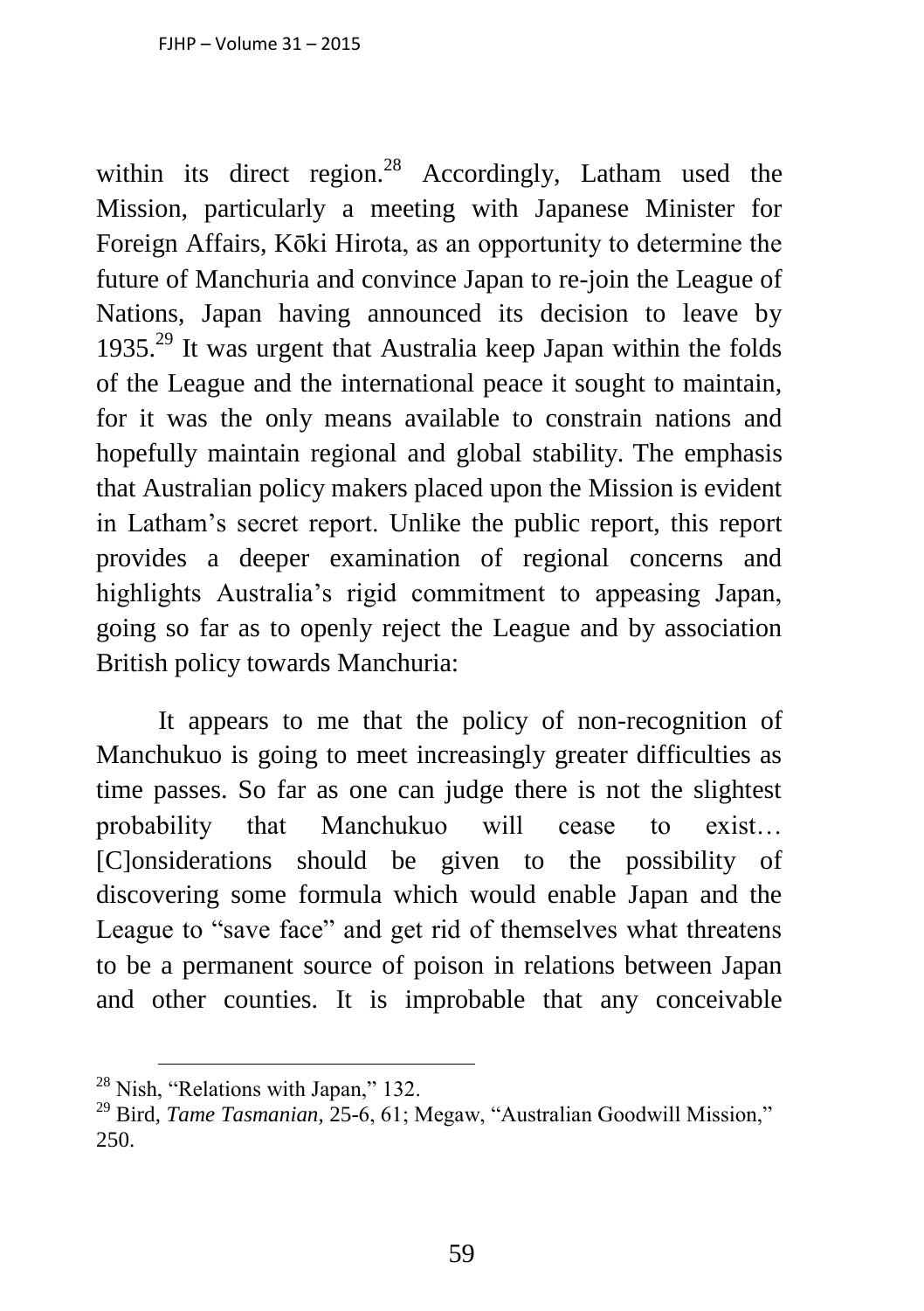within its direct region.[28] Accordingly, Latham used the Mission, particularly a meeting with Japanese Minister for Foreign Affairs, Kōki Hirota, as an opportunity to determine the future of Manchuria and convince Japan to re-join the League of Nations, Japan having announced its decision to leave by 1935.[29] It was urgent that Australia keep Japan within the folds of the League and the international peace it sought to maintain, for it was the only means available to constrain nations and hopefully maintain regional and global stability. The emphasis that Australian policy makers placed upon the Mission is evident in Latham's secret report. Unlike the public report, this report provides a deeper examination of regional concerns and highlights Australia's rigid commitment to appeasing Japan, going so far as to openly reject the League and by association British policy towards Manchuria:

It appears to me that the policy of non-recognition of Manchukuo is going to meet increasingly greater difficulties as time passes. So far as one can judge there is not the slightest probability that Manchukuo will cease to exist… [C]onsiderations should be given to the possibility of discovering some formula which would enable Japan and the League to "save face" and get rid of themselves what threatens to be a permanent source of poison in relations between Japan and other counties. It is improbable that any conceivable

---

[28] Nish, "Relations with Japan," 132.

[29] Bird, *Tame Tasmanian,* 25-6, 61; Megaw, "Australian Goodwill Mission," 250.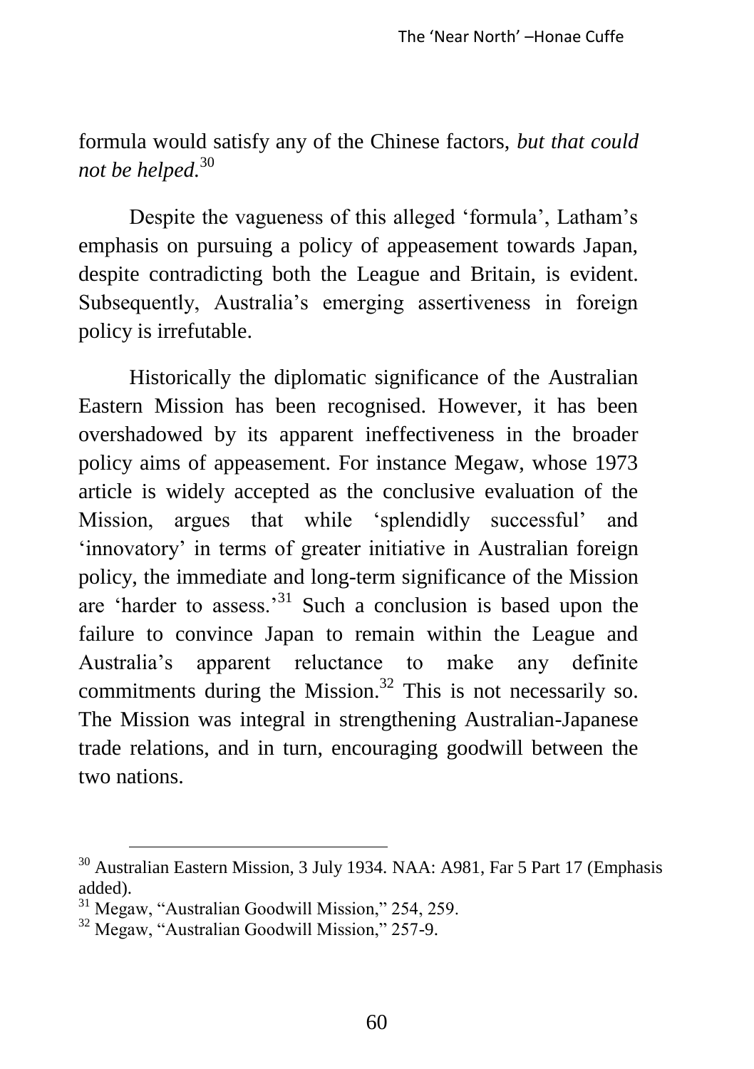formula would satisfy any of the Chinese factors, *but that could not be helped.*[30]

Despite the vagueness of this alleged 'formula', Latham's emphasis on pursuing a policy of appeasement towards Japan, despite contradicting both the League and Britain, is evident. Subsequently, Australia's emerging assertiveness in foreign policy is irrefutable.

Historically the diplomatic significance of the Australian Eastern Mission has been recognised. However, it has been overshadowed by its apparent ineffectiveness in the broader policy aims of appeasement. For instance Megaw, whose 1973 article is widely accepted as the conclusive evaluation of the Mission, argues that while 'splendidly successful' and 'innovatory' in terms of greater initiative in Australian foreign policy, the immediate and long-term significance of the Mission are 'harder to assess.'[31] Such a conclusion is based upon the failure to convince Japan to remain within the League and Australia's apparent reluctance to make any definite commitments during the Mission.[32] This is not necessarily so. The Mission was integral in strengthening Australian-Japanese trade relations, and in turn, encouraging goodwill between the two nations.

---

[30] Australian Eastern Mission, 3 July 1934. NAA: A981, Far 5 Part 17 (Emphasis added).

[31] Megaw, "Australian Goodwill Mission," 254, 259.

[32] Megaw, "Australian Goodwill Mission," 257-9.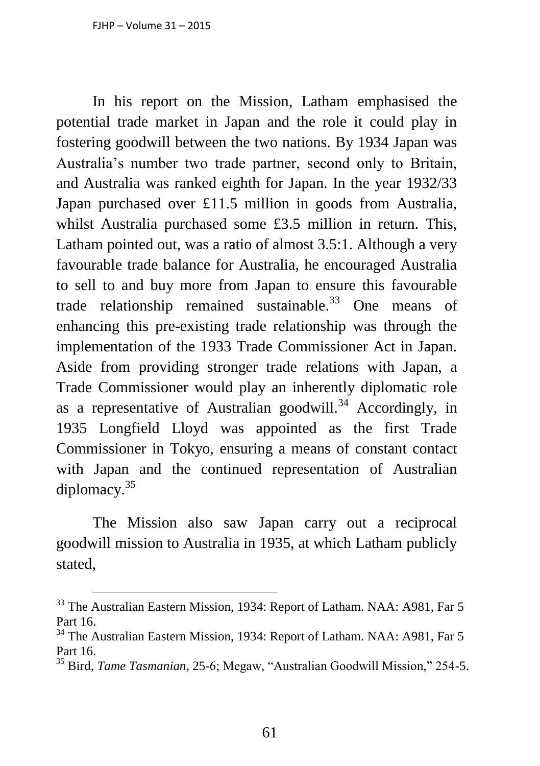In his report on the Mission, Latham emphasised the potential trade market in Japan and the role it could play in fostering goodwill between the two nations. By 1934 Japan was Australia's number two trade partner, second only to Britain, and Australia was ranked eighth for Japan. In the year 1932/33 Japan purchased over £11.5 million in goods from Australia, whilst Australia purchased some £3.5 million in return. This, Latham pointed out, was a ratio of almost 3.5:1. Although a very favourable trade balance for Australia, he encouraged Australia to sell to and buy more from Japan to ensure this favourable trade relationship remained sustainable.[33] One means of enhancing this pre-existing trade relationship was through the implementation of the 1933 Trade Commissioner Act in Japan. Aside from providing stronger trade relations with Japan, a Trade Commissioner would play an inherently diplomatic role as a representative of Australian goodwill.[34] Accordingly, in 1935 Longfield Lloyd was appointed as the first Trade Commissioner in Tokyo, ensuring a means of constant contact with Japan and the continued representation of Australian diplomacy.[35]

The Mission also saw Japan carry out a reciprocal goodwill mission to Australia in 1935, at which Latham publicly stated,

---

[33] The Australian Eastern Mission, 1934: Report of Latham. NAA: A981, Far 5 Part 16.

[34] The Australian Eastern Mission, 1934: Report of Latham. NAA: A981, Far 5 Part 16.

[35] Bird, *Tame Tasmanian*, 25-6; Megaw, "Australian Goodwill Mission," 254-5.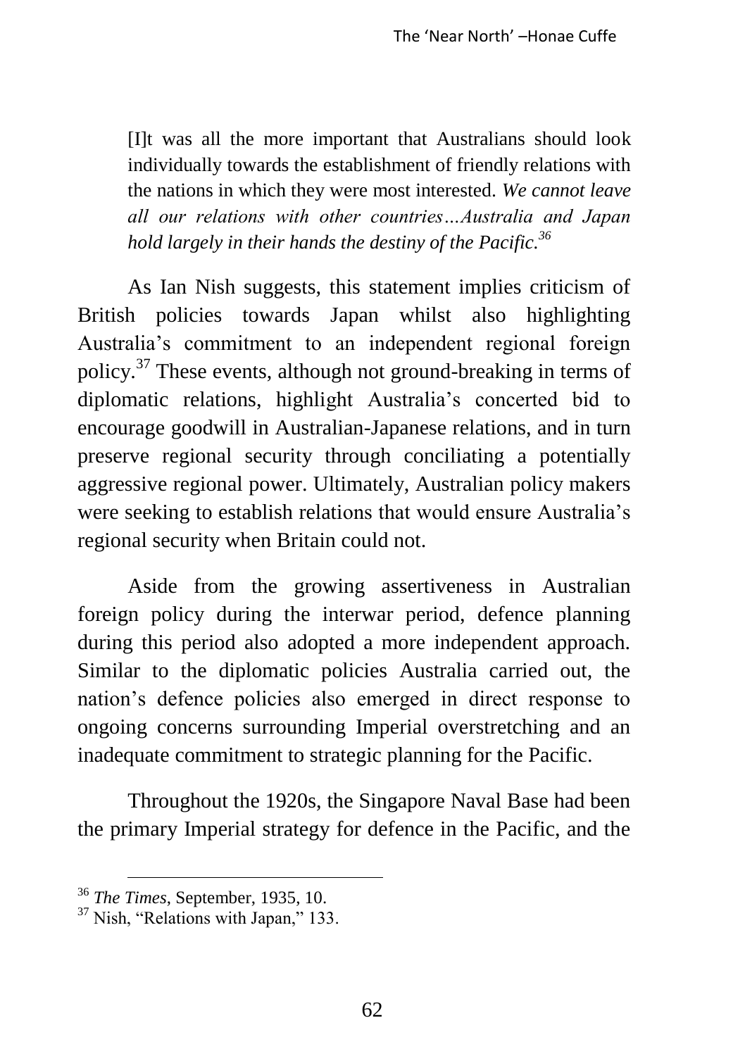> [I]t was all the more important that Australians should look individually towards the establishment of friendly relations with the nations in which they were most interested. *We cannot leave all our relations with other countries…Australia and Japan hold largely in their hands the destiny of the Pacific.*[36]

As Ian Nish suggests, this statement implies criticism of British policies towards Japan whilst also highlighting Australia's commitment to an independent regional foreign policy.[37] These events, although not ground-breaking in terms of diplomatic relations, highlight Australia's concerted bid to encourage goodwill in Australian-Japanese relations, and in turn preserve regional security through conciliating a potentially aggressive regional power. Ultimately, Australian policy makers were seeking to establish relations that would ensure Australia's regional security when Britain could not.

Aside from the growing assertiveness in Australian foreign policy during the interwar period, defence planning during this period also adopted a more independent approach. Similar to the diplomatic policies Australia carried out, the nation's defence policies also emerged in direct response to ongoing concerns surrounding Imperial overstretching and an inadequate commitment to strategic planning for the Pacific.

Throughout the 1920s, the Singapore Naval Base had been the primary Imperial strategy for defence in the Pacific, and the

---

[36] *The Times*, September, 1935, 10.

[37] Nish, "Relations with Japan," 133.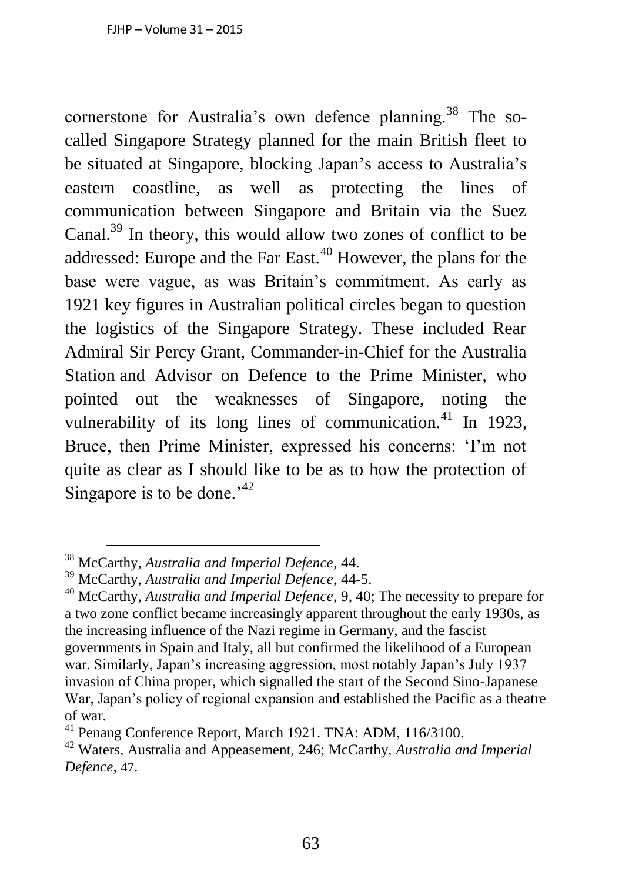cornerstone for Australia's own defence planning.[38] The so-called Singapore Strategy planned for the main British fleet to be situated at Singapore, blocking Japan's access to Australia's eastern coastline, as well as protecting the lines of communication between Singapore and Britain via the Suez Canal.[39] In theory, this would allow two zones of conflict to be addressed: Europe and the Far East.[40] However, the plans for the base were vague, as was Britain's commitment. As early as 1921 key figures in Australian political circles began to question the logistics of the Singapore Strategy. These included Rear Admiral Sir Percy Grant, Commander-in-Chief for the Australia Station and Advisor on Defence to the Prime Minister, who pointed out the weaknesses of Singapore, noting the vulnerability of its long lines of communication.[41] In 1923, Bruce, then Prime Minister, expressed his concerns: 'I'm not quite as clear as I should like to be as to how the protection of Singapore is to be done.'[42]

---

[38] McCarthy, *Australia and Imperial Defence*, 44.

[39] McCarthy, *Australia and Imperial Defence*, 44-5.

[40] McCarthy, *Australia and Imperial Defence*, 9, 40; The necessity to prepare for a two zone conflict became increasingly apparent throughout the early 1930s, as the increasing influence of the Nazi regime in Germany, and the fascist governments in Spain and Italy, all but confirmed the likelihood of a European war. Similarly, Japan's increasing aggression, most notably Japan's July 1937 invasion of China proper, which signalled the start of the Second Sino-Japanese War, Japan's policy of regional expansion and established the Pacific as a theatre of war.

[41] Penang Conference Report, March 1921. TNA: ADM, 116/3100.

[42] Waters, Australia and Appeasement, 246; McCarthy, *Australia and Imperial Defence*, 47.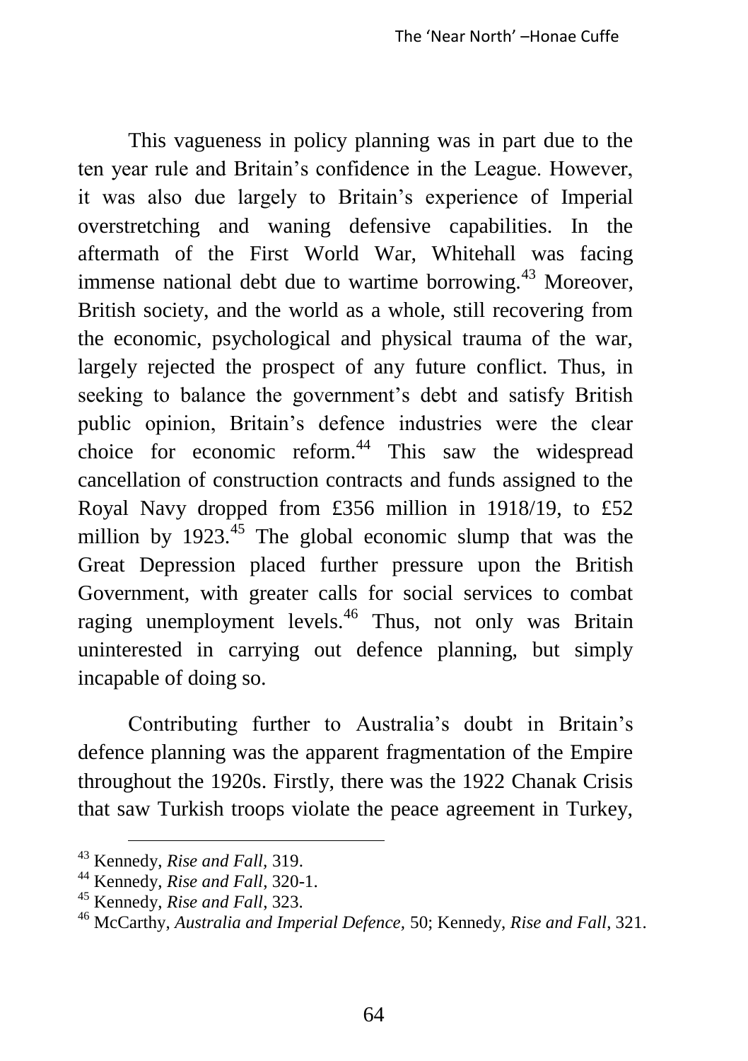This vagueness in policy planning was in part due to the ten year rule and Britain's confidence in the League. However, it was also due largely to Britain's experience of Imperial overstretching and waning defensive capabilities. In the aftermath of the First World War, Whitehall was facing immense national debt due to wartime borrowing.[43] Moreover, British society, and the world as a whole, still recovering from the economic, psychological and physical trauma of the war, largely rejected the prospect of any future conflict. Thus, in seeking to balance the government's debt and satisfy British public opinion, Britain's defence industries were the clear choice for economic reform.[44] This saw the widespread cancellation of construction contracts and funds assigned to the Royal Navy dropped from £356 million in 1918/19, to £52 million by 1923.[45] The global economic slump that was the Great Depression placed further pressure upon the British Government, with greater calls for social services to combat raging unemployment levels.[46] Thus, not only was Britain uninterested in carrying out defence planning, but simply incapable of doing so.

Contributing further to Australia's doubt in Britain's defence planning was the apparent fragmentation of the Empire throughout the 1920s. Firstly, there was the 1922 Chanak Crisis that saw Turkish troops violate the peace agreement in Turkey,

---

[43] Kennedy, *Rise and Fall,* 319.
[44] Kennedy, *Rise and Fall*, 320-1.
[45] Kennedy, *Rise and Fall*, 323.
[46] McCarthy, *Australia and Imperial Defence,* 50; Kennedy, *Rise and Fall*, 321.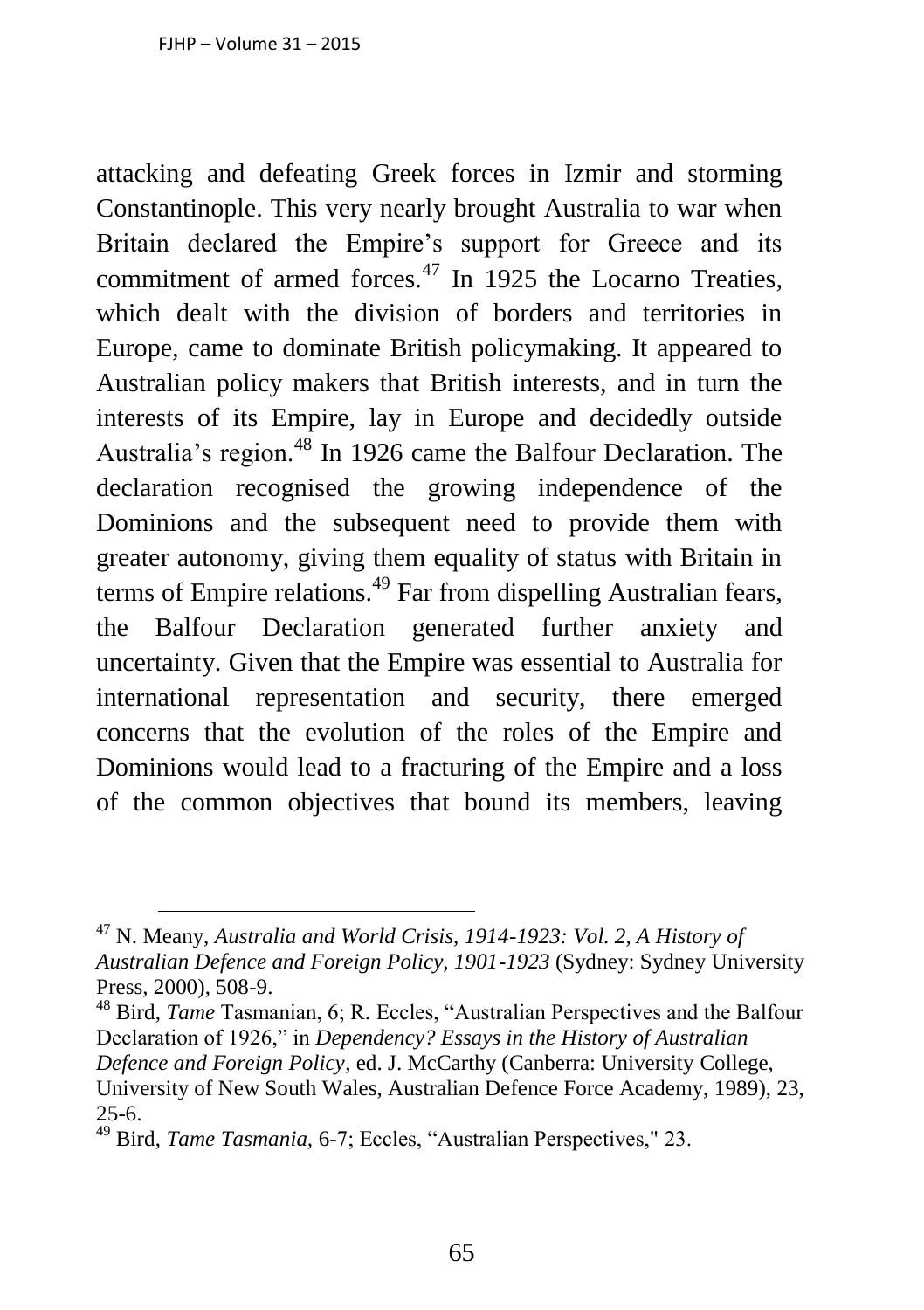attacking and defeating Greek forces in Izmir and storming Constantinople. This very nearly brought Australia to war when Britain declared the Empire's support for Greece and its commitment of armed forces.[47] In 1925 the Locarno Treaties, which dealt with the division of borders and territories in Europe, came to dominate British policymaking. It appeared to Australian policy makers that British interests, and in turn the interests of its Empire, lay in Europe and decidedly outside Australia's region.[48] In 1926 came the Balfour Declaration. The declaration recognised the growing independence of the Dominions and the subsequent need to provide them with greater autonomy, giving them equality of status with Britain in terms of Empire relations.[49] Far from dispelling Australian fears, the Balfour Declaration generated further anxiety and uncertainty. Given that the Empire was essential to Australia for international representation and security, there emerged concerns that the evolution of the roles of the Empire and Dominions would lead to a fracturing of the Empire and a loss of the common objectives that bound its members, leaving

---

[47] N. Meany, *Australia and World Crisis, 1914-1923: Vol. 2, A History of Australian Defence and Foreign Policy, 1901-1923* (Sydney: Sydney University Press, 2000), 508-9.

[48] Bird, *Tame* Tasmanian, 6; R. Eccles, "Australian Perspectives and the Balfour Declaration of 1926," in *Dependency? Essays in the History of Australian Defence and Foreign Policy*, ed. J. McCarthy (Canberra: University College, University of New South Wales, Australian Defence Force Academy, 1989), 23, 25-6.

[49] Bird, *Tame Tasmania,* 6-7; Eccles, "Australian Perspectives," 23.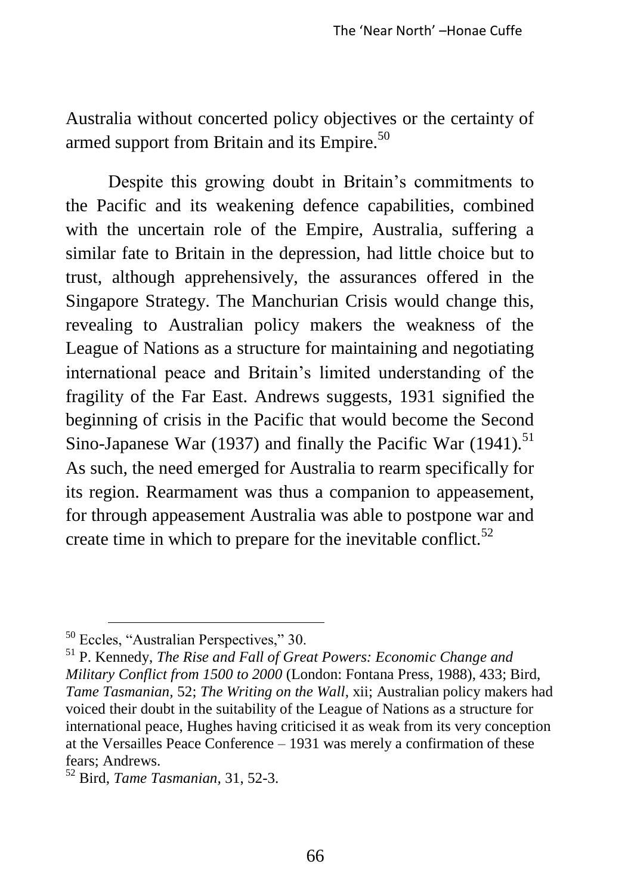Australia without concerted policy objectives or the certainty of armed support from Britain and its Empire.[50]

Despite this growing doubt in Britain's commitments to the Pacific and its weakening defence capabilities, combined with the uncertain role of the Empire, Australia, suffering a similar fate to Britain in the depression, had little choice but to trust, although apprehensively, the assurances offered in the Singapore Strategy. The Manchurian Crisis would change this, revealing to Australian policy makers the weakness of the League of Nations as a structure for maintaining and negotiating international peace and Britain's limited understanding of the fragility of the Far East. Andrews suggests, 1931 signified the beginning of crisis in the Pacific that would become the Second Sino-Japanese War (1937) and finally the Pacific War (1941).[51] As such, the need emerged for Australia to rearm specifically for its region. Rearmament was thus a companion to appeasement, for through appeasement Australia was able to postpone war and create time in which to prepare for the inevitable conflict.[52]

---

[50] Eccles, "Australian Perspectives," 30.

[51] P. Kennedy, *The Rise and Fall of Great Powers: Economic Change and Military Conflict from 1500 to 2000* (London: Fontana Press, 1988), 433; Bird, *Tame Tasmanian,* 52; *The Writing on the Wall,* xii; Australian policy makers had voiced their doubt in the suitability of the League of Nations as a structure for international peace, Hughes having criticised it as weak from its very conception at the Versailles Peace Conference – 1931 was merely a confirmation of these fears; Andrews.

[52] Bird, *Tame Tasmanian,* 31, 52-3.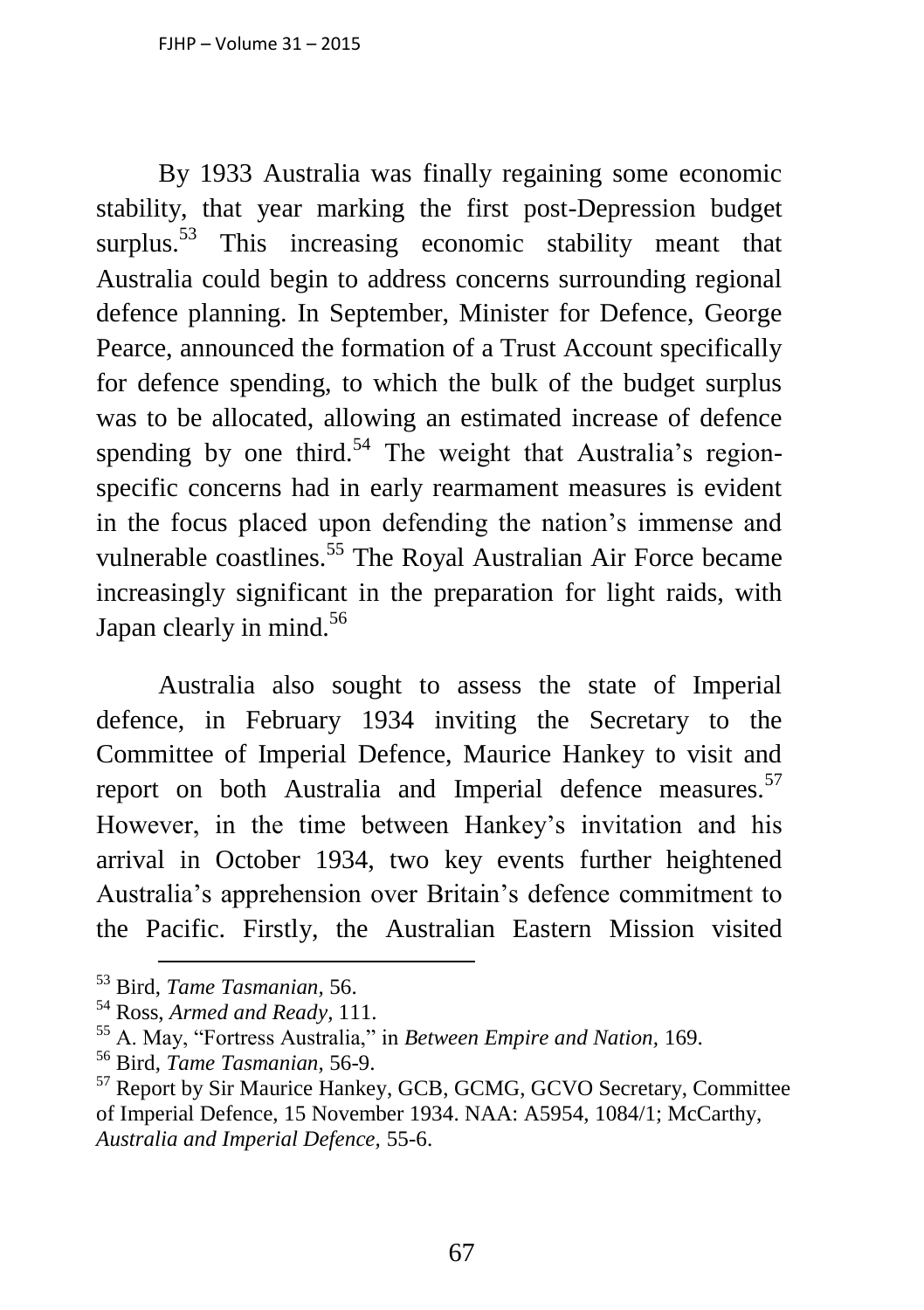By 1933 Australia was finally regaining some economic stability, that year marking the first post-Depression budget surplus.[53] This increasing economic stability meant that Australia could begin to address concerns surrounding regional defence planning. In September, Minister for Defence, George Pearce, announced the formation of a Trust Account specifically for defence spending, to which the bulk of the budget surplus was to be allocated, allowing an estimated increase of defence spending by one third.[54] The weight that Australia's region-specific concerns had in early rearmament measures is evident in the focus placed upon defending the nation's immense and vulnerable coastlines.[55] The Royal Australian Air Force became increasingly significant in the preparation for light raids, with Japan clearly in mind.[56]

Australia also sought to assess the state of Imperial defence, in February 1934 inviting the Secretary to the Committee of Imperial Defence, Maurice Hankey to visit and report on both Australia and Imperial defence measures.[57] However, in the time between Hankey's invitation and his arrival in October 1934, two key events further heightened Australia's apprehension over Britain's defence commitment to the Pacific. Firstly, the Australian Eastern Mission visited

---

[53] Bird, *Tame Tasmanian,* 56.

[54] Ross, *Armed and Ready,* 111.

[55] A. May, "Fortress Australia," in *Between Empire and Nation,* 169.

[56] Bird, *Tame Tasmanian,* 56-9.

[57] Report by Sir Maurice Hankey, GCB, GCMG, GCVO Secretary, Committee of Imperial Defence, 15 November 1934. NAA: A5954, 1084/1; McCarthy, *Australia and Imperial Defence,* 55-6.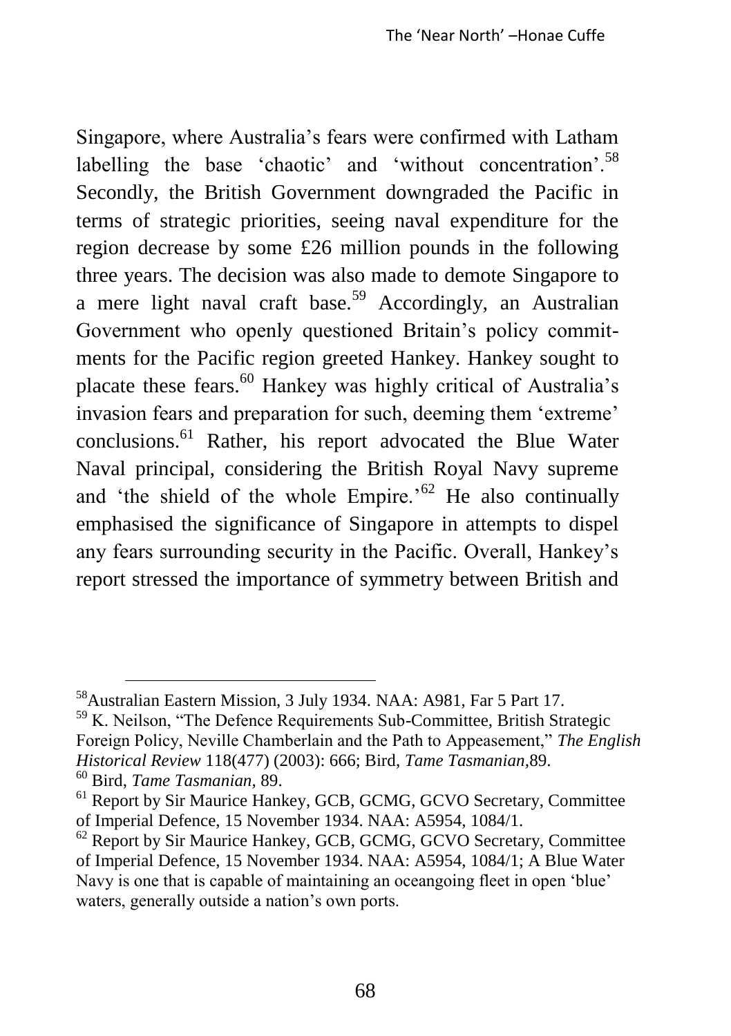Singapore, where Australia's fears were confirmed with Latham labelling the base 'chaotic' and 'without concentration'.[58] Secondly, the British Government downgraded the Pacific in terms of strategic priorities, seeing naval expenditure for the region decrease by some £26 million pounds in the following three years. The decision was also made to demote Singapore to a mere light naval craft base.[59] Accordingly, an Australian Government who openly questioned Britain's policy commitments for the Pacific region greeted Hankey. Hankey sought to placate these fears.[60] Hankey was highly critical of Australia's invasion fears and preparation for such, deeming them 'extreme' conclusions.[61] Rather, his report advocated the Blue Water Naval principal, considering the British Royal Navy supreme and 'the shield of the whole Empire.'[62] He also continually emphasised the significance of Singapore in attempts to dispel any fears surrounding security in the Pacific. Overall, Hankey's report stressed the importance of symmetry between British and

---

[58] Australian Eastern Mission, 3 July 1934. NAA: A981, Far 5 Part 17.

[59] K. Neilson, "The Defence Requirements Sub-Committee, British Strategic Foreign Policy, Neville Chamberlain and the Path to Appeasement," *The English Historical Review* 118(477) (2003): 666; Bird, *Tame Tasmanian,*89.

[60] Bird, *Tame Tasmanian,* 89.

[61] Report by Sir Maurice Hankey, GCB, GCMG, GCVO Secretary, Committee of Imperial Defence, 15 November 1934. NAA: A5954, 1084/1.

[62] Report by Sir Maurice Hankey, GCB, GCMG, GCVO Secretary, Committee of Imperial Defence, 15 November 1934. NAA: A5954, 1084/1; A Blue Water Navy is one that is capable of maintaining an oceangoing fleet in open 'blue' waters, generally outside a nation's own ports.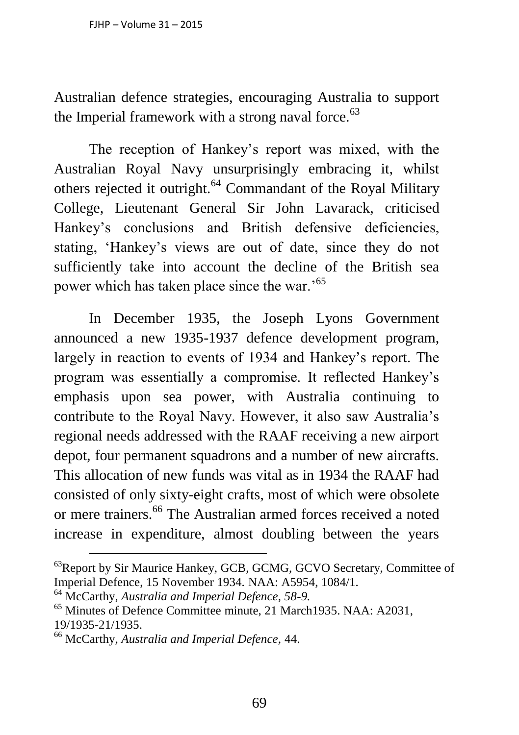Australian defence strategies, encouraging Australia to support the Imperial framework with a strong naval force.[63]

The reception of Hankey's report was mixed, with the Australian Royal Navy unsurprisingly embracing it, whilst others rejected it outright.[64] Commandant of the Royal Military College, Lieutenant General Sir John Lavarack, criticised Hankey's conclusions and British defensive deficiencies, stating, 'Hankey's views are out of date, since they do not sufficiently take into account the decline of the British sea power which has taken place since the war.'[65]

In December 1935, the Joseph Lyons Government announced a new 1935-1937 defence development program, largely in reaction to events of 1934 and Hankey's report. The program was essentially a compromise. It reflected Hankey's emphasis upon sea power, with Australia continuing to contribute to the Royal Navy. However, it also saw Australia's regional needs addressed with the RAAF receiving a new airport depot, four permanent squadrons and a number of new aircrafts. This allocation of new funds was vital as in 1934 the RAAF had consisted of only sixty-eight crafts, most of which were obsolete or mere trainers.[66] The Australian armed forces received a noted increase in expenditure, almost doubling between the years

---

[63] Report by Sir Maurice Hankey, GCB, GCMG, GCVO Secretary, Committee of Imperial Defence, 15 November 1934. NAA: A5954, 1084/1.

[64] McCarthy, *Australia and Imperial Defence, 58-9.*

[65] Minutes of Defence Committee minute, 21 March1935. NAA: A2031, 19/1935-21/1935.

[66] McCarthy, *Australia and Imperial Defence,* 44.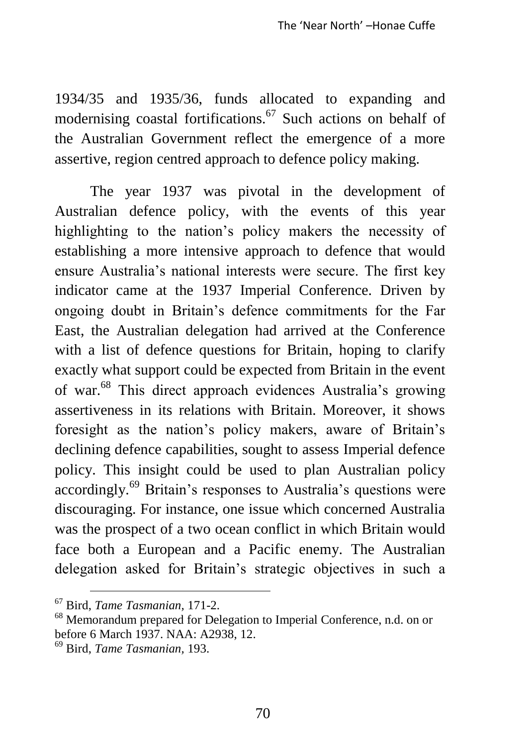1934/35 and 1935/36, funds allocated to expanding and modernising coastal fortifications.[67] Such actions on behalf of the Australian Government reflect the emergence of a more assertive, region centred approach to defence policy making.

The year 1937 was pivotal in the development of Australian defence policy, with the events of this year highlighting to the nation's policy makers the necessity of establishing a more intensive approach to defence that would ensure Australia's national interests were secure. The first key indicator came at the 1937 Imperial Conference. Driven by ongoing doubt in Britain's defence commitments for the Far East, the Australian delegation had arrived at the Conference with a list of defence questions for Britain, hoping to clarify exactly what support could be expected from Britain in the event of war.[68] This direct approach evidences Australia's growing assertiveness in its relations with Britain. Moreover, it shows foresight as the nation's policy makers, aware of Britain's declining defence capabilities, sought to assess Imperial defence policy. This insight could be used to plan Australian policy accordingly.[69] Britain's responses to Australia's questions were discouraging. For instance, one issue which concerned Australia was the prospect of a two ocean conflict in which Britain would face both a European and a Pacific enemy. The Australian delegation asked for Britain's strategic objectives in such a

---

[67] Bird, *Tame Tasmanian,* 171-2.

[68] Memorandum prepared for Delegation to Imperial Conference, n.d. on or before 6 March 1937. NAA: A2938, 12.

[69] Bird, *Tame Tasmanian,* 193.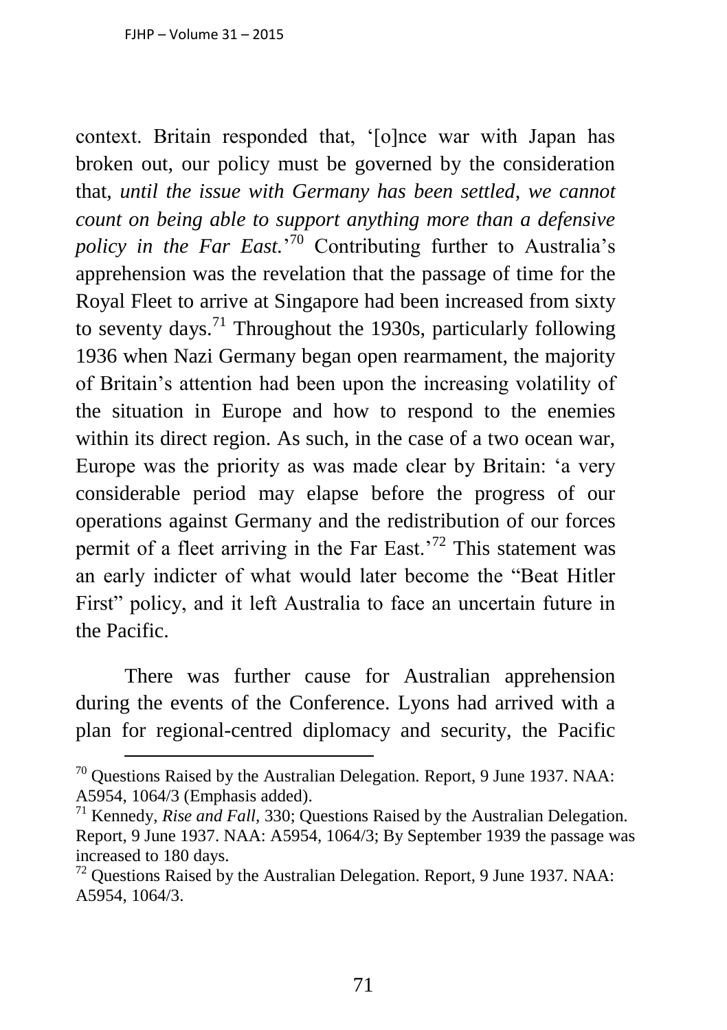context. Britain responded that, '[o]nce war with Japan has broken out, our policy must be governed by the consideration that, *until the issue with Germany has been settled, we cannot count on being able to support anything more than a defensive policy in the Far East.*'[70] Contributing further to Australia's apprehension was the revelation that the passage of time for the Royal Fleet to arrive at Singapore had been increased from sixty to seventy days.[71] Throughout the 1930s, particularly following 1936 when Nazi Germany began open rearmament, the majority of Britain's attention had been upon the increasing volatility of the situation in Europe and how to respond to the enemies within its direct region. As such, in the case of a two ocean war, Europe was the priority as was made clear by Britain: 'a very considerable period may elapse before the progress of our operations against Germany and the redistribution of our forces permit of a fleet arriving in the Far East.'[72] This statement was an early indicter of what would later become the "Beat Hitler First" policy, and it left Australia to face an uncertain future in the Pacific.

There was further cause for Australian apprehension during the events of the Conference. Lyons had arrived with a plan for regional-centred diplomacy and security, the Pacific

---

[70] Questions Raised by the Australian Delegation. Report, 9 June 1937. NAA: A5954, 1064/3 (Emphasis added).

[71] Kennedy, *Rise and Fall*, 330; Questions Raised by the Australian Delegation. Report, 9 June 1937. NAA: A5954, 1064/3; By September 1939 the passage was increased to 180 days.

[72] Questions Raised by the Australian Delegation. Report, 9 June 1937. NAA: A5954, 1064/3.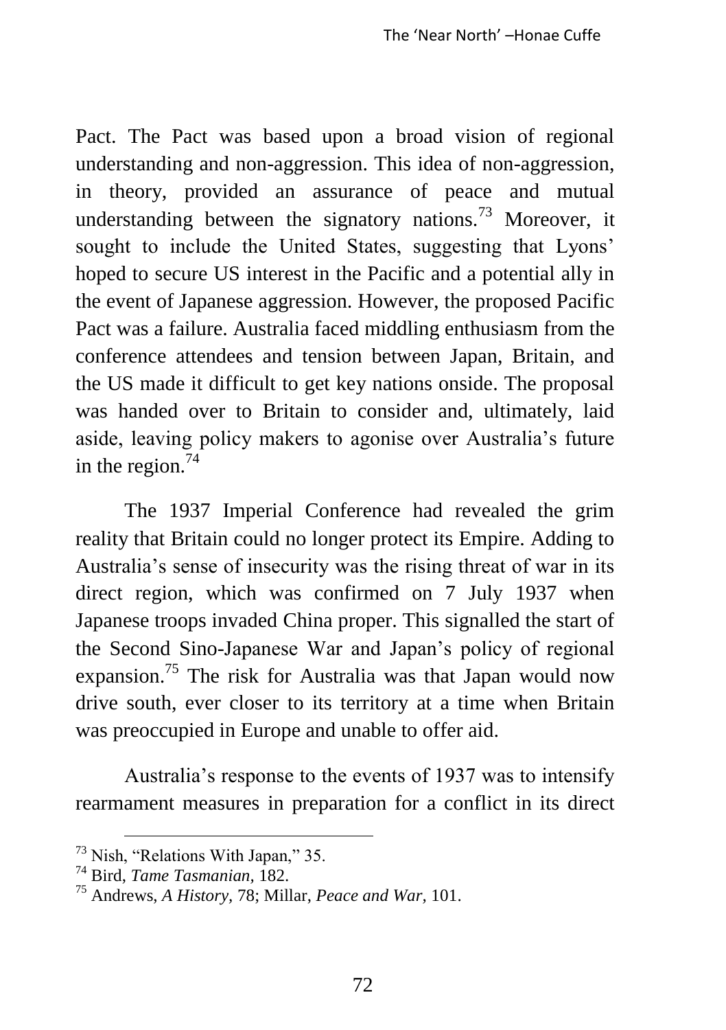Pact. The Pact was based upon a broad vision of regional understanding and non-aggression. This idea of non-aggression, in theory, provided an assurance of peace and mutual understanding between the signatory nations.[73] Moreover, it sought to include the United States, suggesting that Lyons' hoped to secure US interest in the Pacific and a potential ally in the event of Japanese aggression. However, the proposed Pacific Pact was a failure. Australia faced middling enthusiasm from the conference attendees and tension between Japan, Britain, and the US made it difficult to get key nations onside. The proposal was handed over to Britain to consider and, ultimately, laid aside, leaving policy makers to agonise over Australia's future in the region.[74]

The 1937 Imperial Conference had revealed the grim reality that Britain could no longer protect its Empire. Adding to Australia's sense of insecurity was the rising threat of war in its direct region, which was confirmed on 7 July 1937 when Japanese troops invaded China proper. This signalled the start of the Second Sino-Japanese War and Japan's policy of regional expansion.[75] The risk for Australia was that Japan would now drive south, ever closer to its territory at a time when Britain was preoccupied in Europe and unable to offer aid.

Australia's response to the events of 1937 was to intensify rearmament measures in preparation for a conflict in its direct

---

[73] Nish, "Relations With Japan," 35.

[74] Bird, *Tame Tasmanian,* 182.

[75] Andrews, *A History,* 78; Millar, *Peace and War,* 101.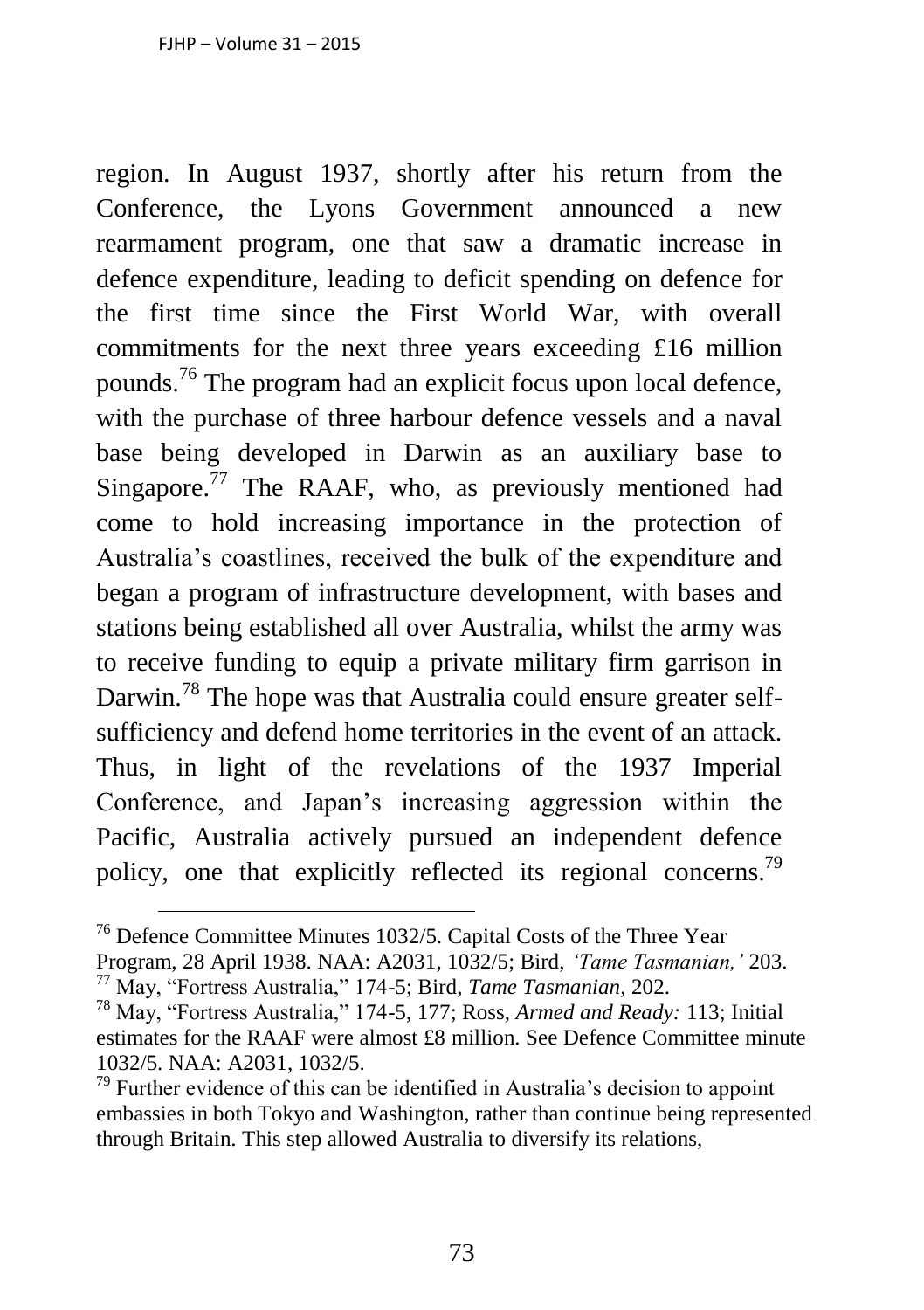region. In August 1937, shortly after his return from the Conference, the Lyons Government announced a new rearmament program, one that saw a dramatic increase in defence expenditure, leading to deficit spending on defence for the first time since the First World War, with overall commitments for the next three years exceeding £16 million pounds.[76] The program had an explicit focus upon local defence, with the purchase of three harbour defence vessels and a naval base being developed in Darwin as an auxiliary base to Singapore.[77] The RAAF, who, as previously mentioned had come to hold increasing importance in the protection of Australia's coastlines, received the bulk of the expenditure and began a program of infrastructure development, with bases and stations being established all over Australia, whilst the army was to receive funding to equip a private military firm garrison in Darwin.[78] The hope was that Australia could ensure greater self-sufficiency and defend home territories in the event of an attack. Thus, in light of the revelations of the 1937 Imperial Conference, and Japan's increasing aggression within the Pacific, Australia actively pursued an independent defence policy, one that explicitly reflected its regional concerns.[79]

---

[76] Defence Committee Minutes 1032/5. Capital Costs of the Three Year Program, 28 April 1938. NAA: A2031, 1032/5; Bird, *'Tame Tasmanian,'* 203.

[77] May, "Fortress Australia," 174-5; Bird, *Tame Tasmanian*, 202.

[78] May, "Fortress Australia," 174-5, 177; Ross, *Armed and Ready:* 113; Initial estimates for the RAAF were almost £8 million. See Defence Committee minute 1032/5. NAA: A2031, 1032/5.

[79] Further evidence of this can be identified in Australia's decision to appoint embassies in both Tokyo and Washington, rather than continue being represented through Britain. This step allowed Australia to diversify its relations,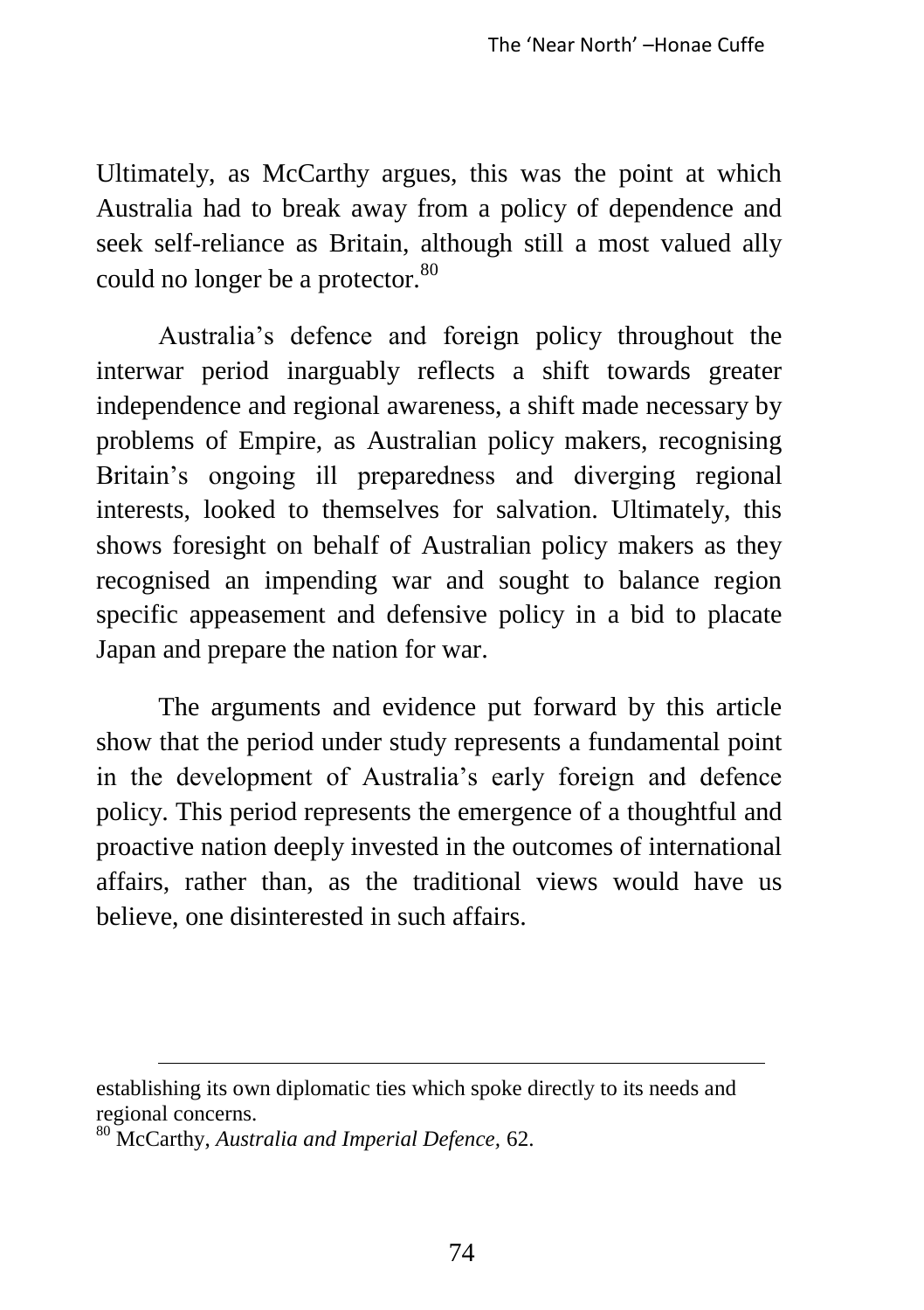Ultimately, as McCarthy argues, this was the point at which Australia had to break away from a policy of dependence and seek self-reliance as Britain, although still a most valued ally could no longer be a protector.[80]

Australia's defence and foreign policy throughout the interwar period inarguably reflects a shift towards greater independence and regional awareness, a shift made necessary by problems of Empire, as Australian policy makers, recognising Britain's ongoing ill preparedness and diverging regional interests, looked to themselves for salvation. Ultimately, this shows foresight on behalf of Australian policy makers as they recognised an impending war and sought to balance region specific appeasement and defensive policy in a bid to placate Japan and prepare the nation for war.

The arguments and evidence put forward by this article show that the period under study represents a fundamental point in the development of Australia's early foreign and defence policy. This period represents the emergence of a thoughtful and proactive nation deeply invested in the outcomes of international affairs, rather than, as the traditional views would have us believe, one disinterested in such affairs.

---

establishing its own diplomatic ties which spoke directly to its needs and regional concerns.

[80] McCarthy, *Australia and Imperial Defence,* 62.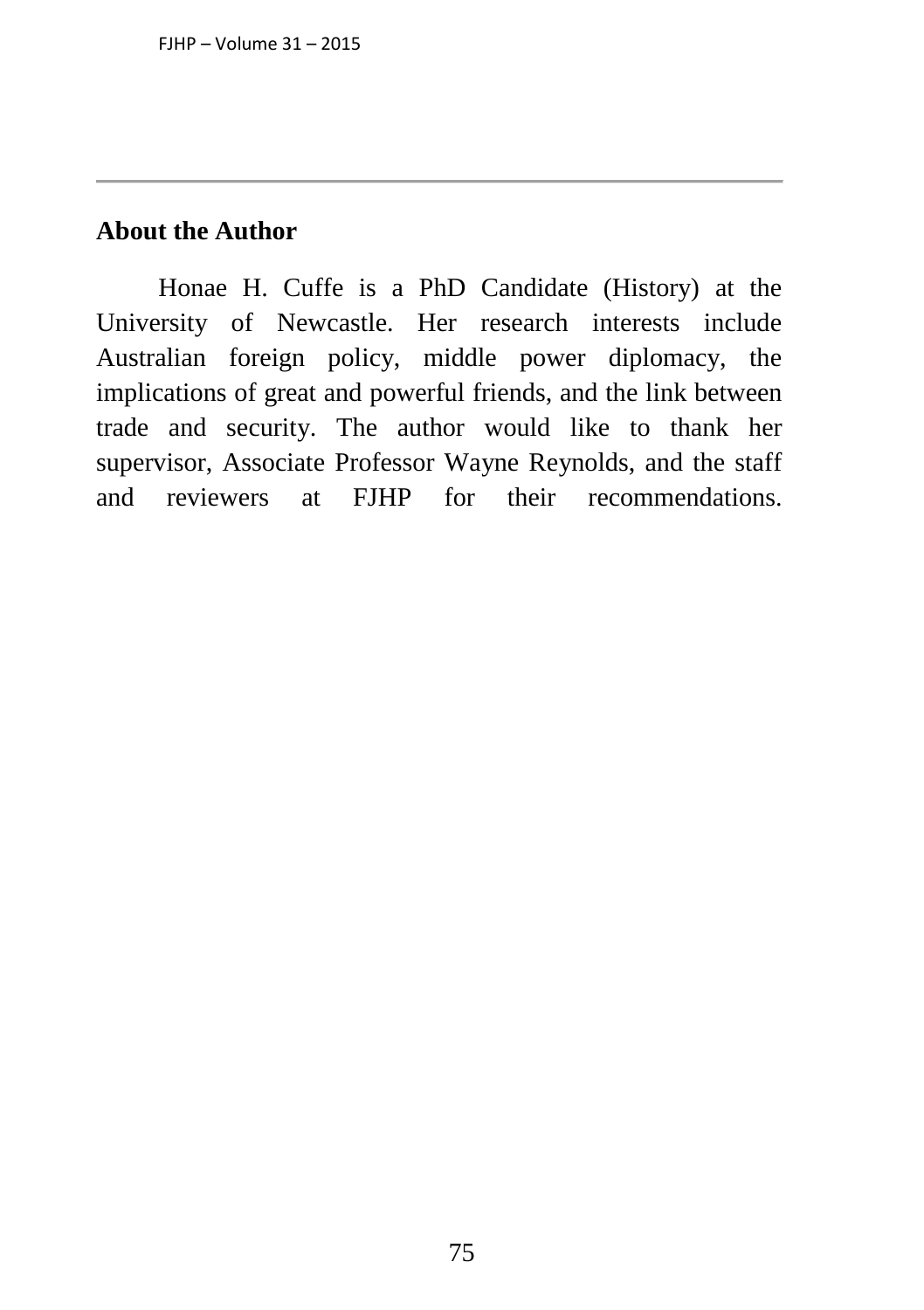## About the Author

Honae H. Cuffe is a PhD Candidate (History) at the University of Newcastle. Her research interests include Australian foreign policy, middle power diplomacy, the implications of great and powerful friends, and the link between trade and security. The author would like to thank her supervisor, Associate Professor Wayne Reynolds, and the staff and reviewers at FJHP for their recommendations.